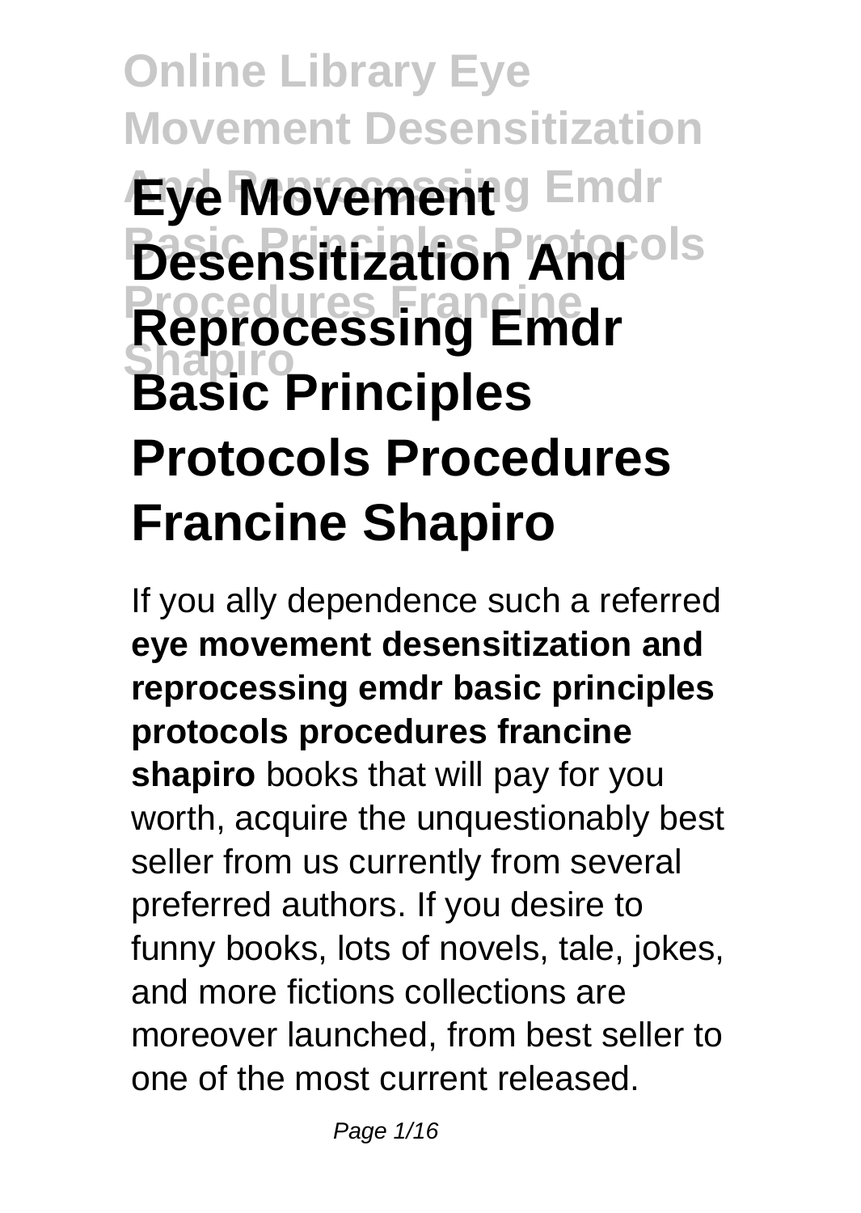# Eye Movement Desensitization And Reprocessing Emdr Basic Principles Protocols Procedures Francine Shapiro

If you ally dependence such a referred **eye movement desensitization and reprocessing emdr basic principles protocols procedures francine shapiro** books that will pay for you worth, acquire the unquestionably best seller from us currently from several preferred authors. If you desire to funny books, lots of novels, tale, jokes, and more fictions collections are moreover launched, from best seller to one of the most current released.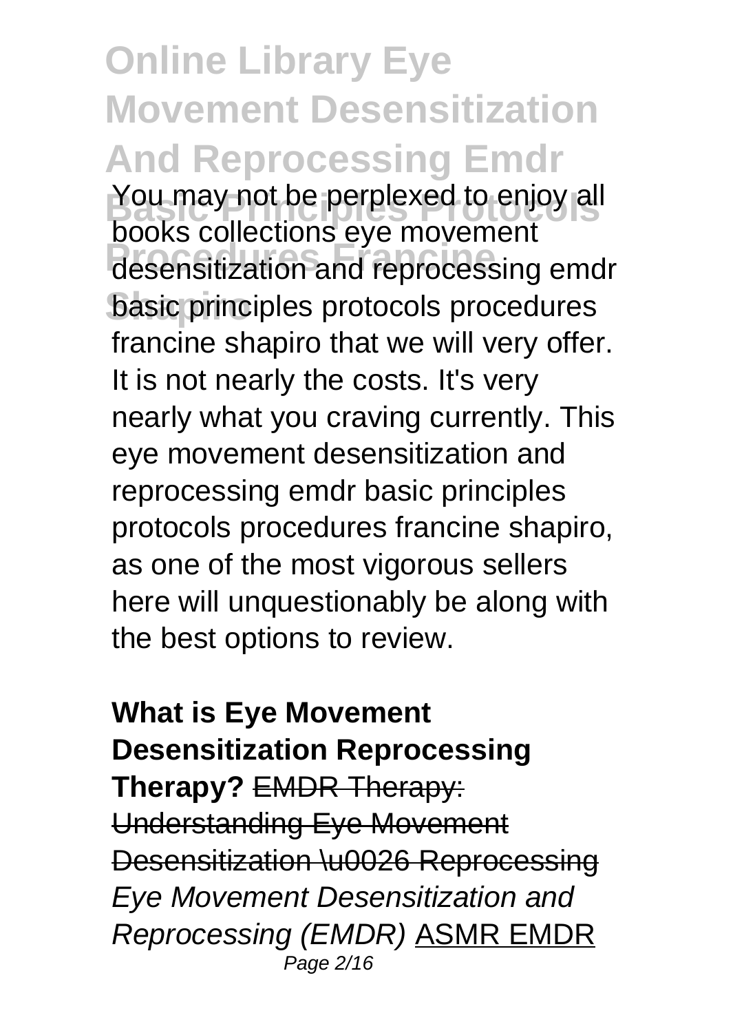You may not be perplexed to enjoy all books collections eye movement desensitization and reprocessing emdr basic principles protocols procedures francine shapiro that we will very offer. It is not nearly the costs. It's very nearly what you craving currently. This eye movement desensitization and reprocessing emdr basic principles protocols procedures francine shapiro, as one of the most vigorous sellers here will unquestionably be along with the best options to review.

**What is Eye Movement Desensitization Reprocessing Therapy?** EMDR Therapy: Understanding Eye Movement Desensitization \u0026 Reprocessing *Eye Movement Desensitization and Reprocessing (EMDR)* ASMR EMDR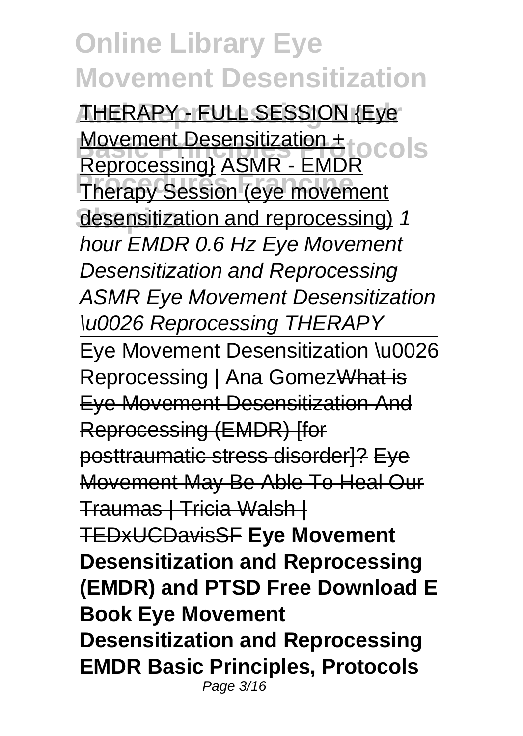THERAPY - FULL SESSION {Eye Movement Desensitization + Reprocessing} ASMR - EMDR Therapy Session (eye movement desensitization and reprocessing) *1 hour EMDR 0.6 Hz Eye Movement Desensitization and Reprocessing ASMR Eye Movement Desensitization \u0026 Reprocessing THERAPY*

Eye Movement Desensitization \u0026 Reprocessing | Ana Gomez~~What is Eye Movement Desensitization And Reprocessing (EMDR) [for posttraumatic stress disorder]?~~ ~~Eye Movement May Be Able To Heal Our Traumas | Tricia Walsh | TEDxUCDavisSF~~ **Eye Movement Desensitization and Reprocessing (EMDR) and PTSD Free Download E Book Eye Movement Desensitization and Reprocessing EMDR Basic Principles, Protocols**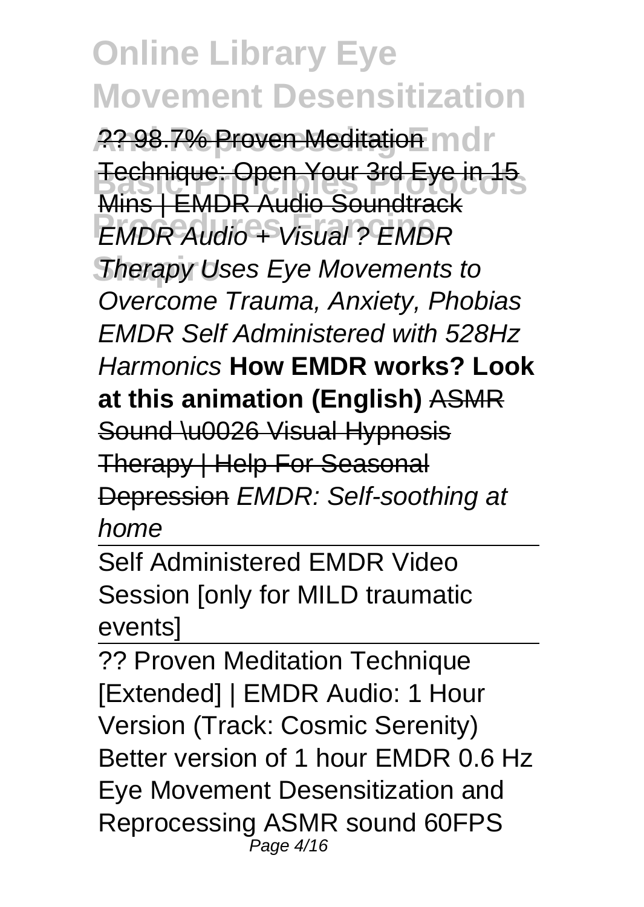?? 98.7% Proven Meditation Technique: Open Your 3rd Eye in 15 Mins | EMDR Audio Soundtrack *EMDR Audio + Visual ? EMDR Therapy Uses Eye Movements to Overcome Trauma, Anxiety, Phobias EMDR Self Administered with 528Hz Harmonics* **How EMDR works? Look at this animation (English)** ASMR Sound \u0026 Visual Hypnosis Therapy | Help For Seasonal Depression *EMDR: Self-soothing at home*

Self Administered EMDR Video Session [only for MILD traumatic events]

?? Proven Meditation Technique [Extended] | EMDR Audio: 1 Hour Version (Track: Cosmic Serenity) Better version of 1 hour EMDR 0.6 Hz Eye Movement Desensitization and Reprocessing ASMR sound 60FPS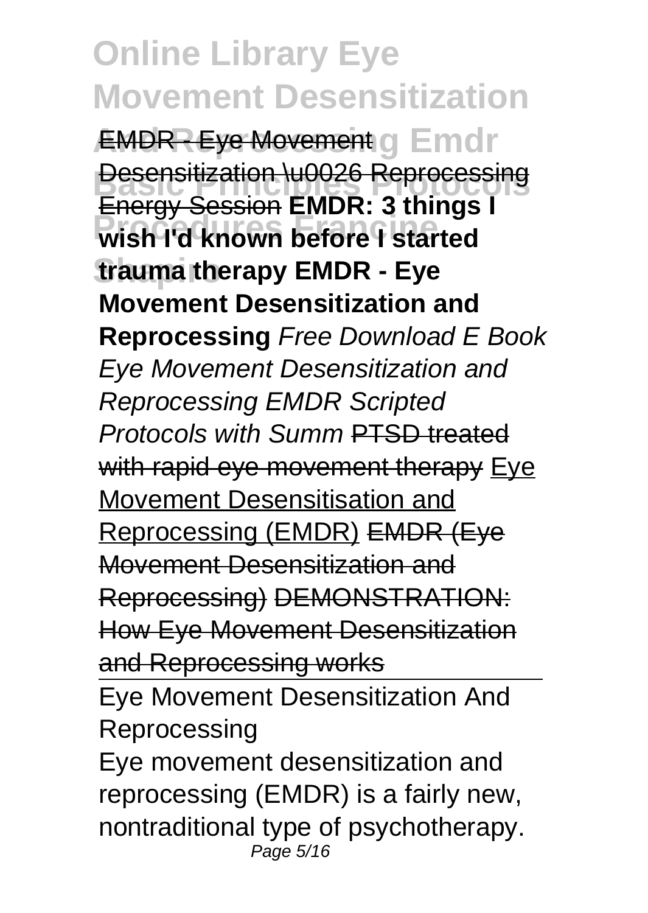EMDR - Eye Movement Desensitization \u0026 Reprocessing Energy Session **EMDR: 3 things I wish I'd known before I started trauma therapy** **EMDR - Eye Movement Desensitization and Reprocessing** *Free Download E Book Eye Movement Desensitization and Reprocessing EMDR Scripted Protocols with Summ* PTSD treated with rapid eye movement therapy Eye Movement Desensitisation and Reprocessing (EMDR) EMDR (Eye Movement Desensitization and Reprocessing) DEMONSTRATION: How Eye Movement Desensitization and Reprocessing works

Eye Movement Desensitization And Reprocessing

Eye movement desensitization and reprocessing (EMDR) is a fairly new, nontraditional type of psychotherapy.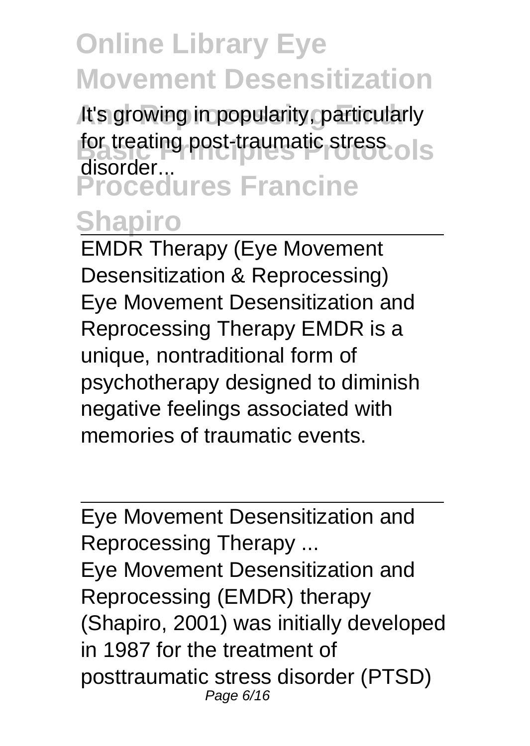It's growing in popularity, particularly for treating post-traumatic stress disorder...

EMDR Therapy (Eye Movement Desensitization & Reprocessing)

Eye Movement Desensitization and Reprocessing Therapy EMDR is a unique, nontraditional form of psychotherapy designed to diminish negative feelings associated with memories of traumatic events.

Eye Movement Desensitization and Reprocessing Therapy ...

Eye Movement Desensitization and Reprocessing (EMDR) therapy (Shapiro, 2001) was initially developed in 1987 for the treatment of posttraumatic stress disorder (PTSD)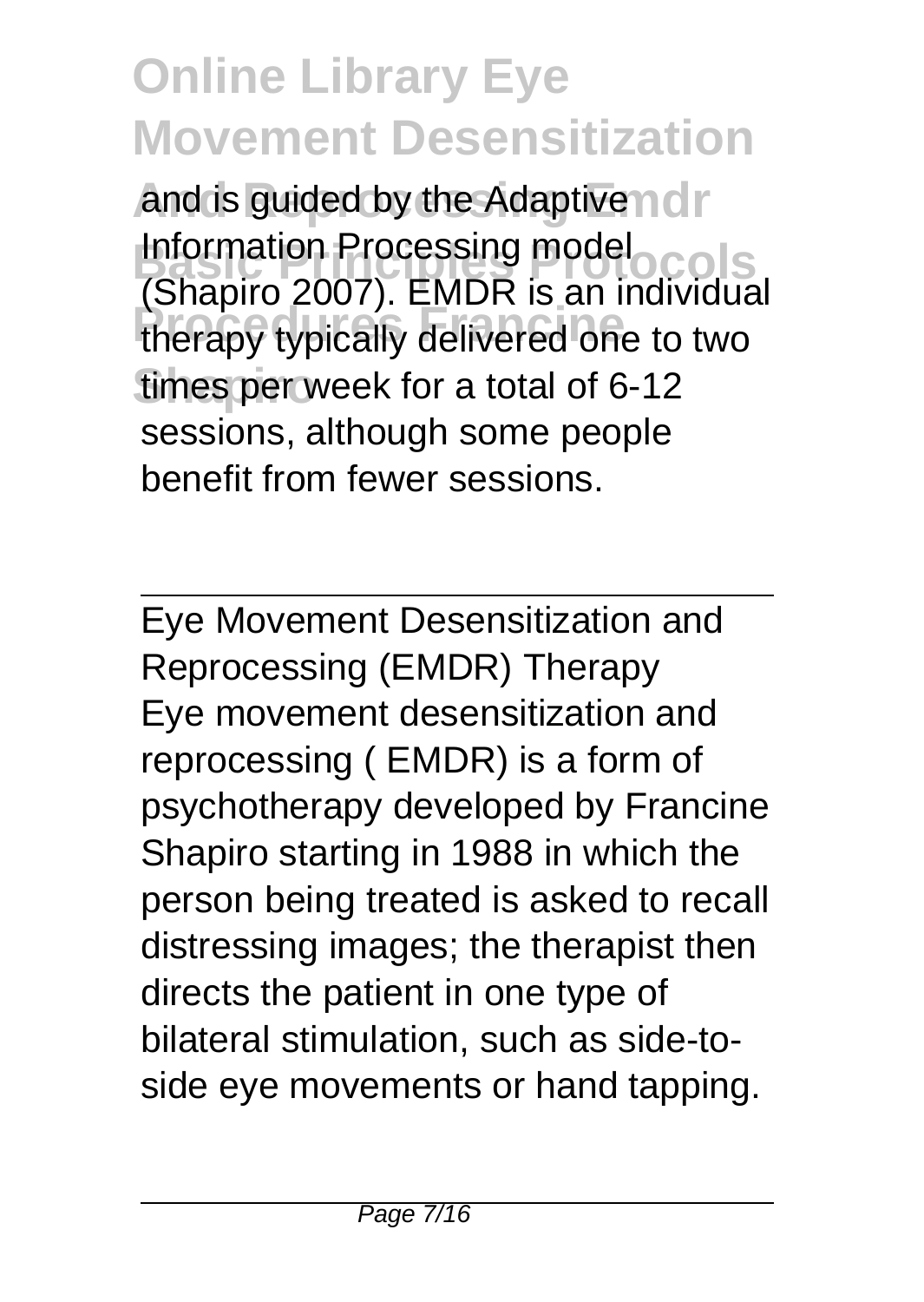and is guided by the Adaptive Information Processing model (Shapiro 2007). EMDR is an individual therapy typically delivered one to two times per week for a total of 6-12 sessions, although some people benefit from fewer sessions.

---

Eye Movement Desensitization and Reprocessing (EMDR) Therapy

Eye movement desensitization and reprocessing ( EMDR) is a form of psychotherapy developed by Francine Shapiro starting in 1988 in which the person being treated is asked to recall distressing images; the therapist then directs the patient in one type of bilateral stimulation, such as side-to-side eye movements or hand tapping.

---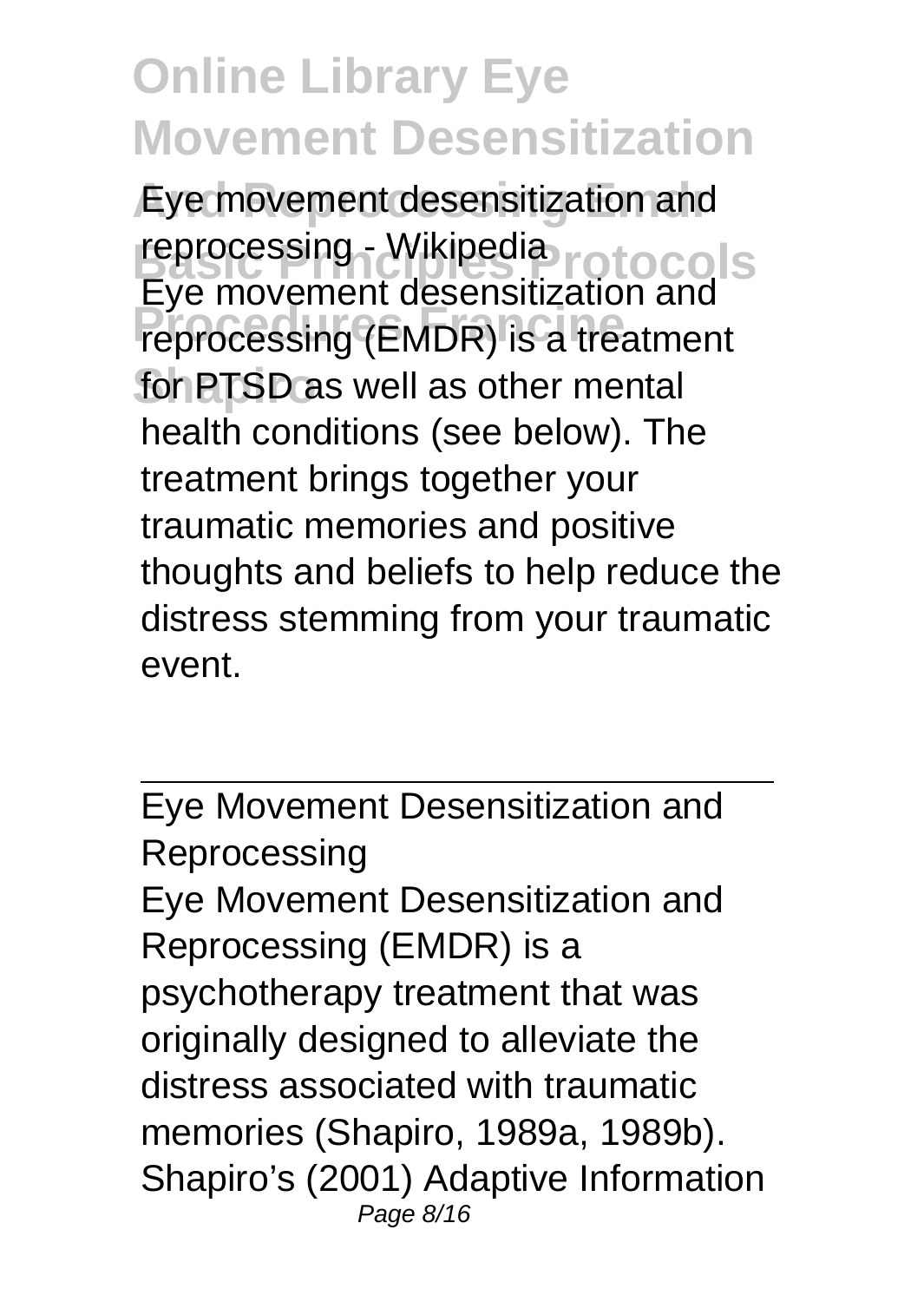Eye movement desensitization and reprocessing - Wikipedia
Eye movement desensitization and reprocessing (EMDR) is a treatment for PTSD as well as other mental health conditions (see below). The treatment brings together your traumatic memories and positive thoughts and beliefs to help reduce the distress stemming from your traumatic event.

---

Eye Movement Desensitization and Reprocessing

Eye Movement Desensitization and Reprocessing (EMDR) is a psychotherapy treatment that was originally designed to alleviate the distress associated with traumatic memories (Shapiro, 1989a, 1989b). Shapiro's (2001) Adaptive Information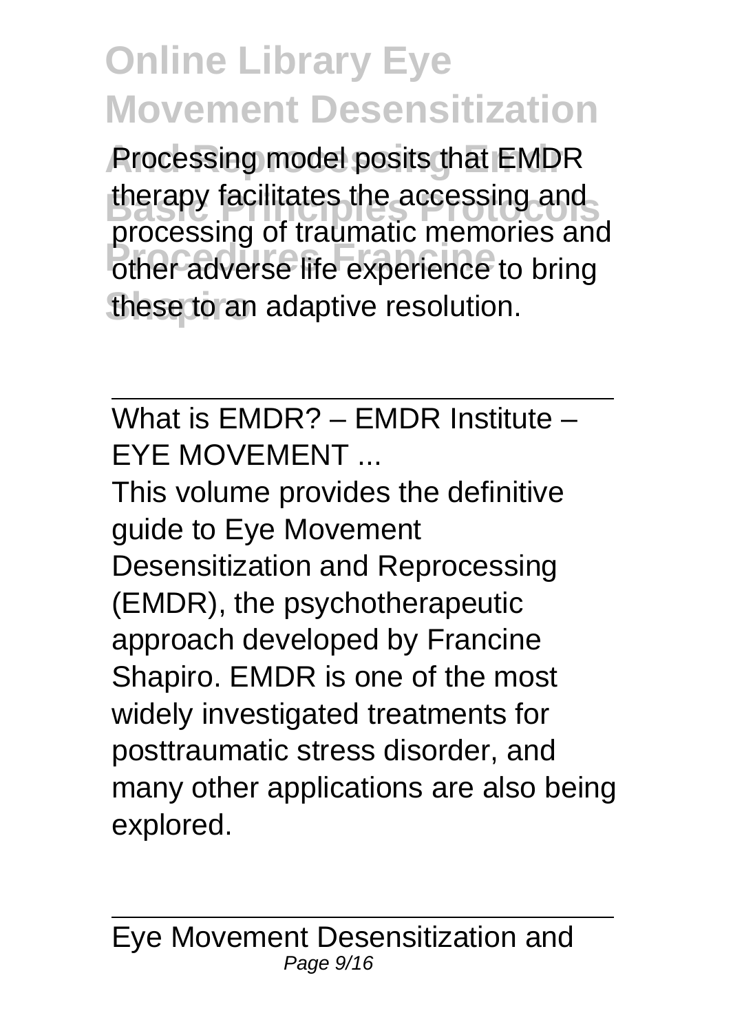Processing model posits that EMDR therapy facilitates the accessing and processing of traumatic memories and other adverse life experience to bring these to an adaptive resolution.

---

What is EMDR? – EMDR Institute – EYE MOVEMENT ...

This volume provides the definitive guide to Eye Movement Desensitization and Reprocessing (EMDR), the psychotherapeutic approach developed by Francine Shapiro. EMDR is one of the most widely investigated treatments for posttraumatic stress disorder, and many other applications are also being explored.

---

Eye Movement Desensitization and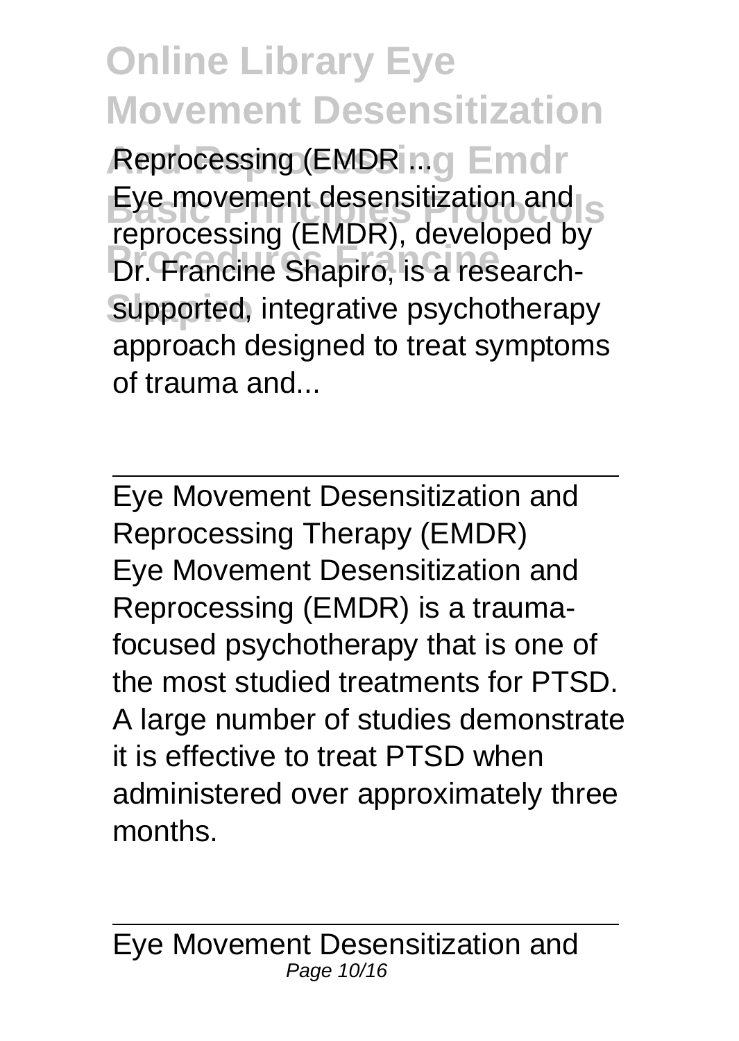Reproducing (EMDR ...

Eye movement desensitization and reprocessing (EMDR), developed by Dr. Francine Shapiro, is a research-supported, integrative psychotherapy approach designed to treat symptoms of trauma and...

---

Eye Movement Desensitization and Reprocessing Therapy (EMDR)

Eye Movement Desensitization and Reprocessing (EMDR) is a trauma-focused psychotherapy that is one of the most studied treatments for PTSD. A large number of studies demonstrate it is effective to treat PTSD when administered over approximately three months.

---

Eye Movement Desensitization and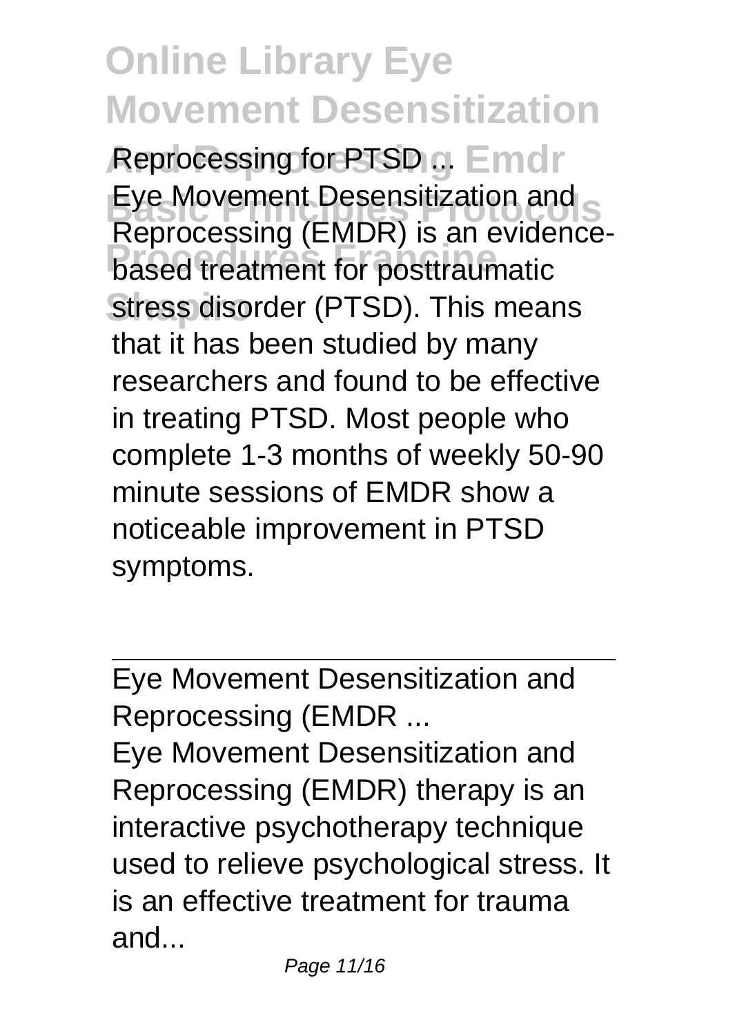Reprocessing for PTSD ...

Eye Movement Desensitization and Reprocessing (EMDR) is an evidence-based treatment for posttraumatic stress disorder (PTSD). This means that it has been studied by many researchers and found to be effective in treating PTSD. Most people who complete 1-3 months of weekly 50-90 minute sessions of EMDR show a noticeable improvement in PTSD symptoms.

Eye Movement Desensitization and Reprocessing (EMDR ...

Eye Movement Desensitization and Reprocessing (EMDR) therapy is an interactive psychotherapy technique used to relieve psychological stress. It is an effective treatment for trauma and...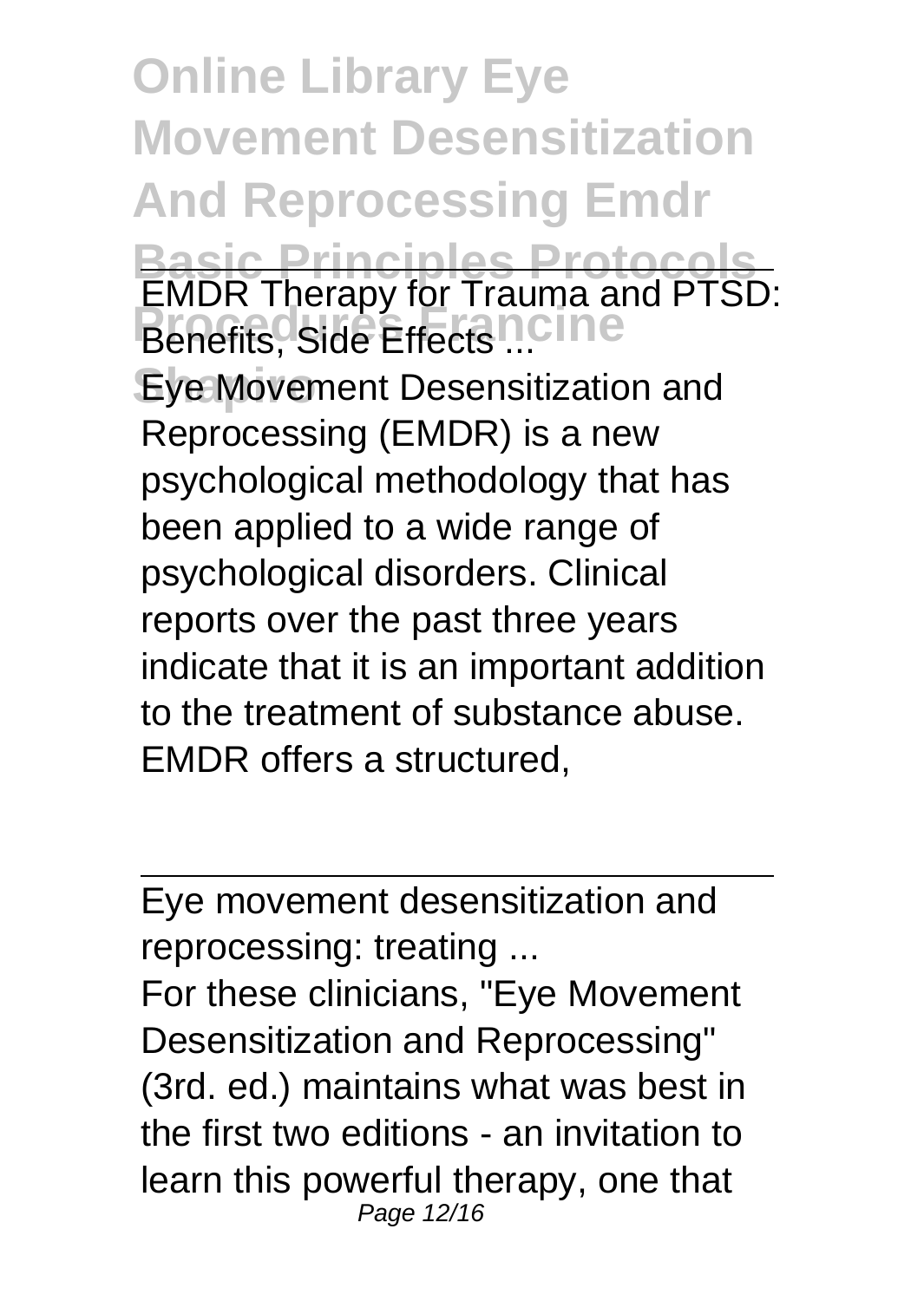EMDR Therapy for Trauma and PTSD: Benefits, Side Effects ...

Eye Movement Desensitization and Reprocessing (EMDR) is a new psychological methodology that has been applied to a wide range of psychological disorders. Clinical reports over the past three years indicate that it is an important addition to the treatment of substance abuse. EMDR offers a structured,

---

Eye movement desensitization and reprocessing: treating ...

For these clinicians, "Eye Movement Desensitization and Reprocessing" (3rd. ed.) maintains what was best in the first two editions - an invitation to learn this powerful therapy, one that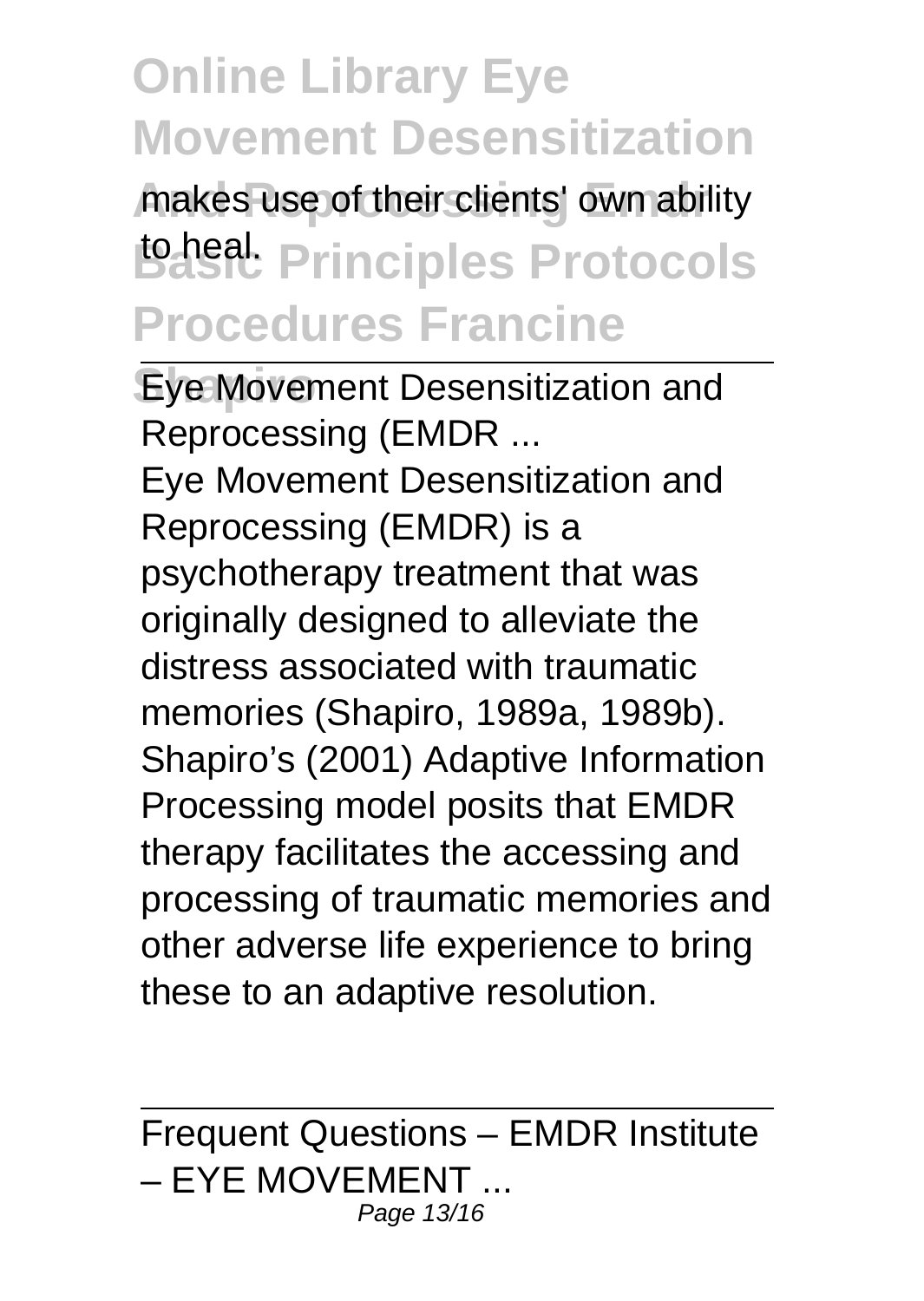makes use of their clients' own ability to heal.

Eye Movement Desensitization and Reprocessing (EMDR ...

Eye Movement Desensitization and Reprocessing (EMDR) is a psychotherapy treatment that was originally designed to alleviate the distress associated with traumatic memories (Shapiro, 1989a, 1989b). Shapiro's (2001) Adaptive Information Processing model posits that EMDR therapy facilitates the accessing and processing of traumatic memories and other adverse life experience to bring these to an adaptive resolution.

Frequent Questions – EMDR Institute – EYE MOVEMENT ...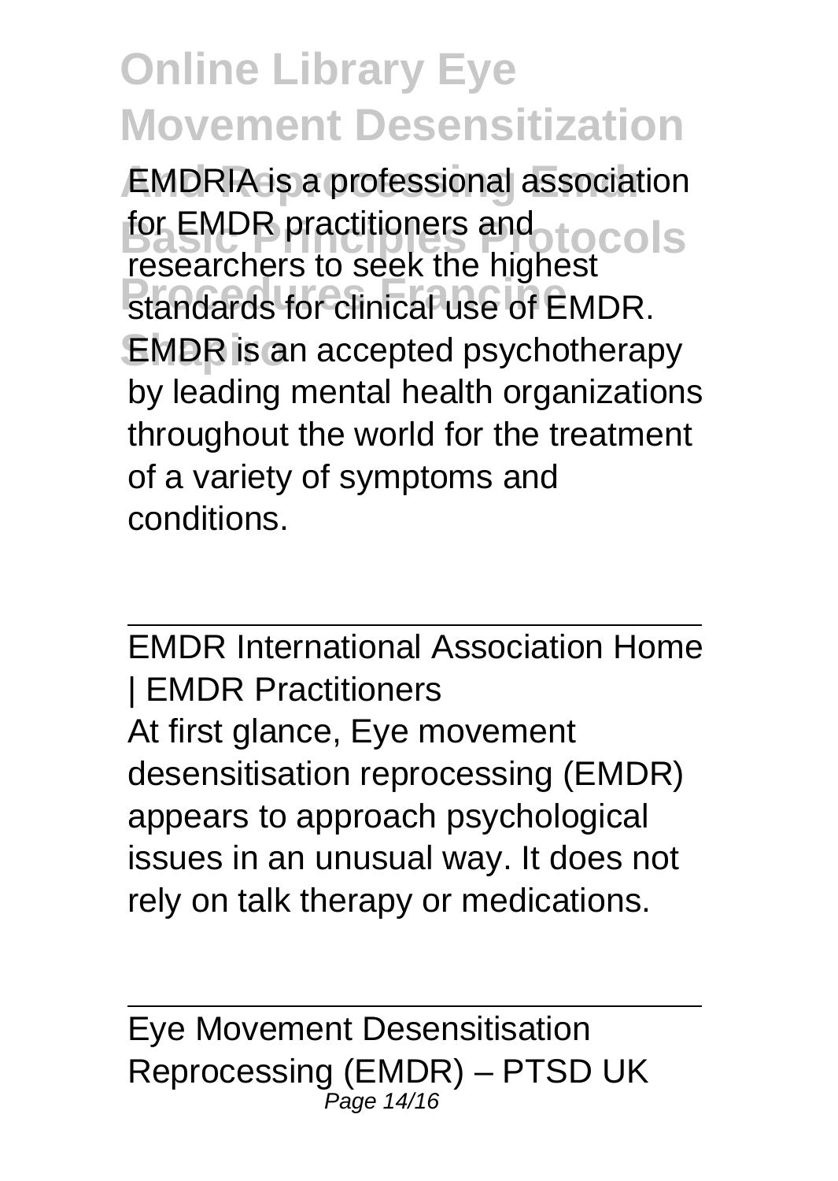EMDRIA is a professional association for EMDR practitioners and researchers to seek the highest standards for clinical use of EMDR. EMDR is an accepted psychotherapy by leading mental health organizations throughout the world for the treatment of a variety of symptoms and conditions.

---

EMDR International Association Home | EMDR Practitioners

At first glance, Eye movement desensitisation reprocessing (EMDR) appears to approach psychological issues in an unusual way. It does not rely on talk therapy or medications.

---

Eye Movement Desensitisation Reprocessing (EMDR) – PTSD UK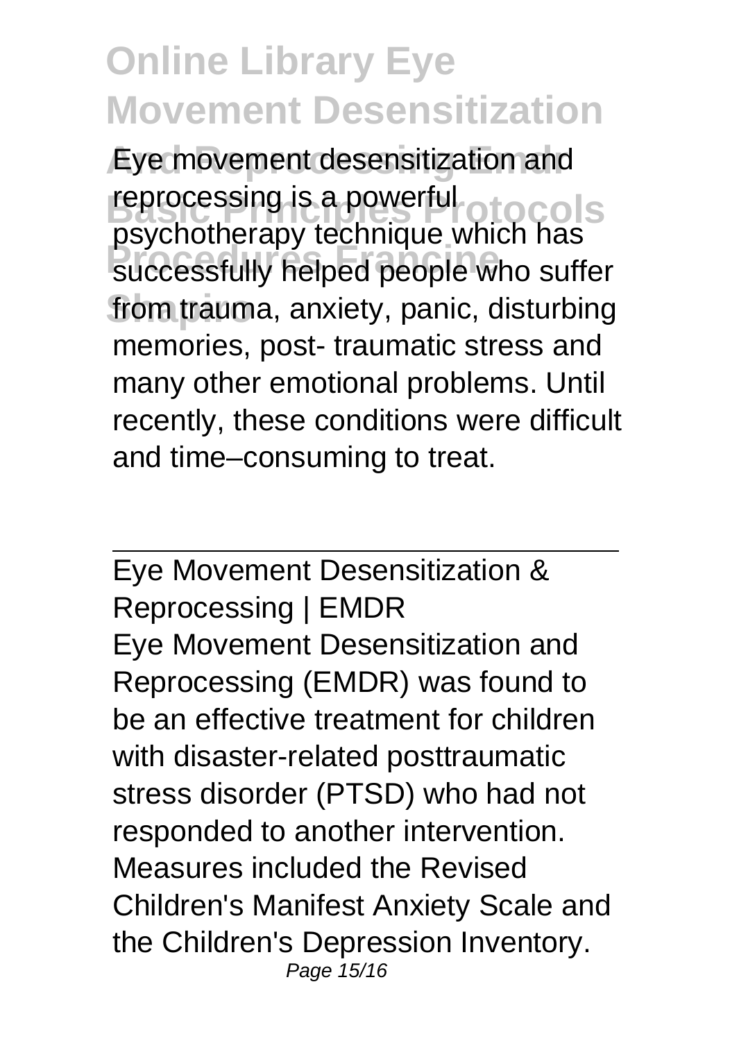Eye movement desensitization and reprocessing is a powerful psychotherapy technique which has successfully helped people who suffer from trauma, anxiety, panic, disturbing memories, post- traumatic stress and many other emotional problems. Until recently, these conditions were difficult and time–consuming to treat.

## Eye Movement Desensitization & Reprocessing | EMDR

Eye Movement Desensitization and Reprocessing (EMDR) was found to be an effective treatment for children with disaster-related posttraumatic stress disorder (PTSD) who had not responded to another intervention. Measures included the Revised Children's Manifest Anxiety Scale and the Children's Depression Inventory.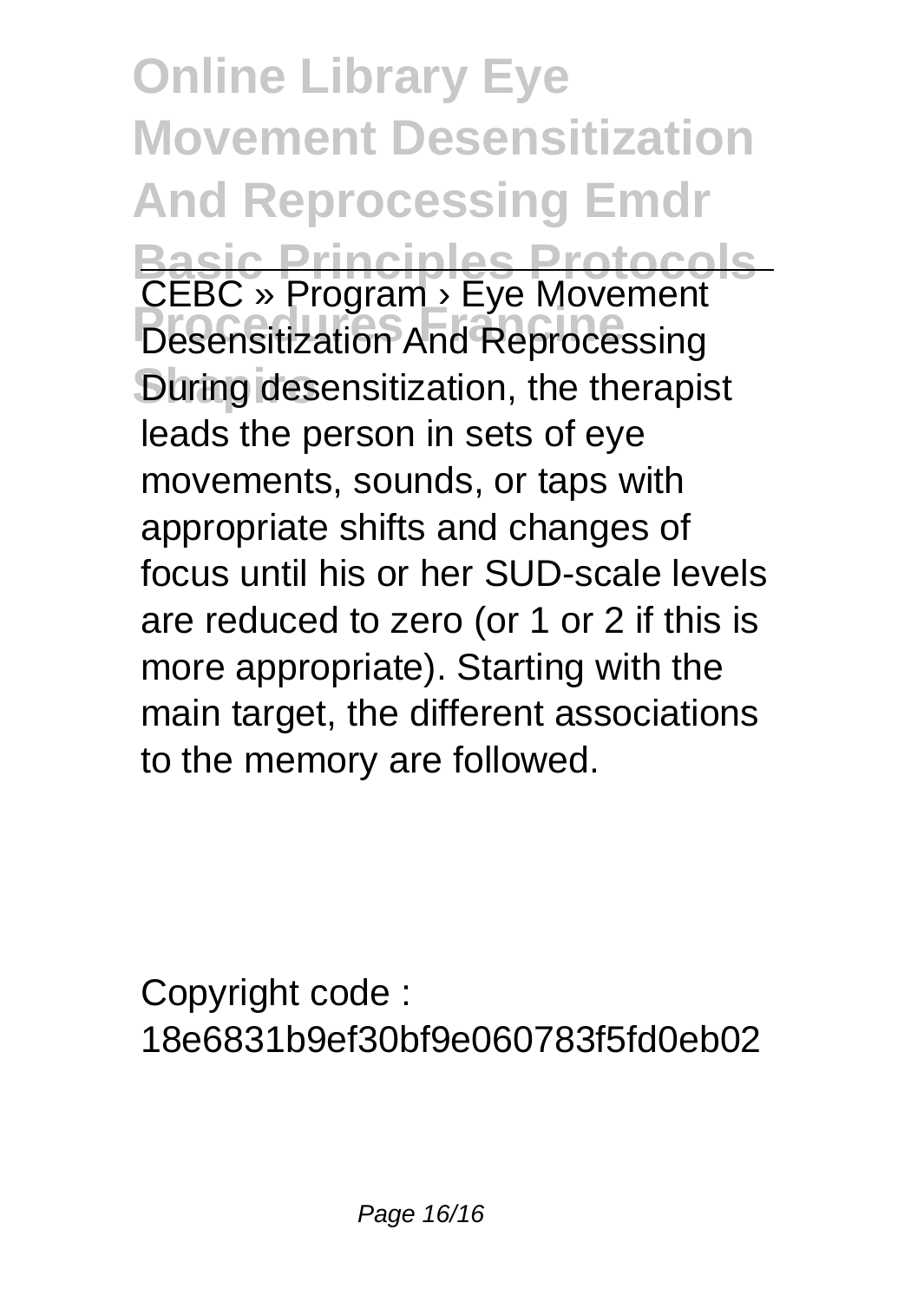CEBC » Program › Eye Movement Desensitization And Reprocessing

During desensitization, the therapist leads the person in sets of eye movements, sounds, or taps with appropriate shifts and changes of focus until his or her SUD-scale levels are reduced to zero (or 1 or 2 if this is more appropriate). Starting with the main target, the different associations to the memory are followed.

Copyright code : 18e6831b9ef30bf9e060783f5fd0eb02